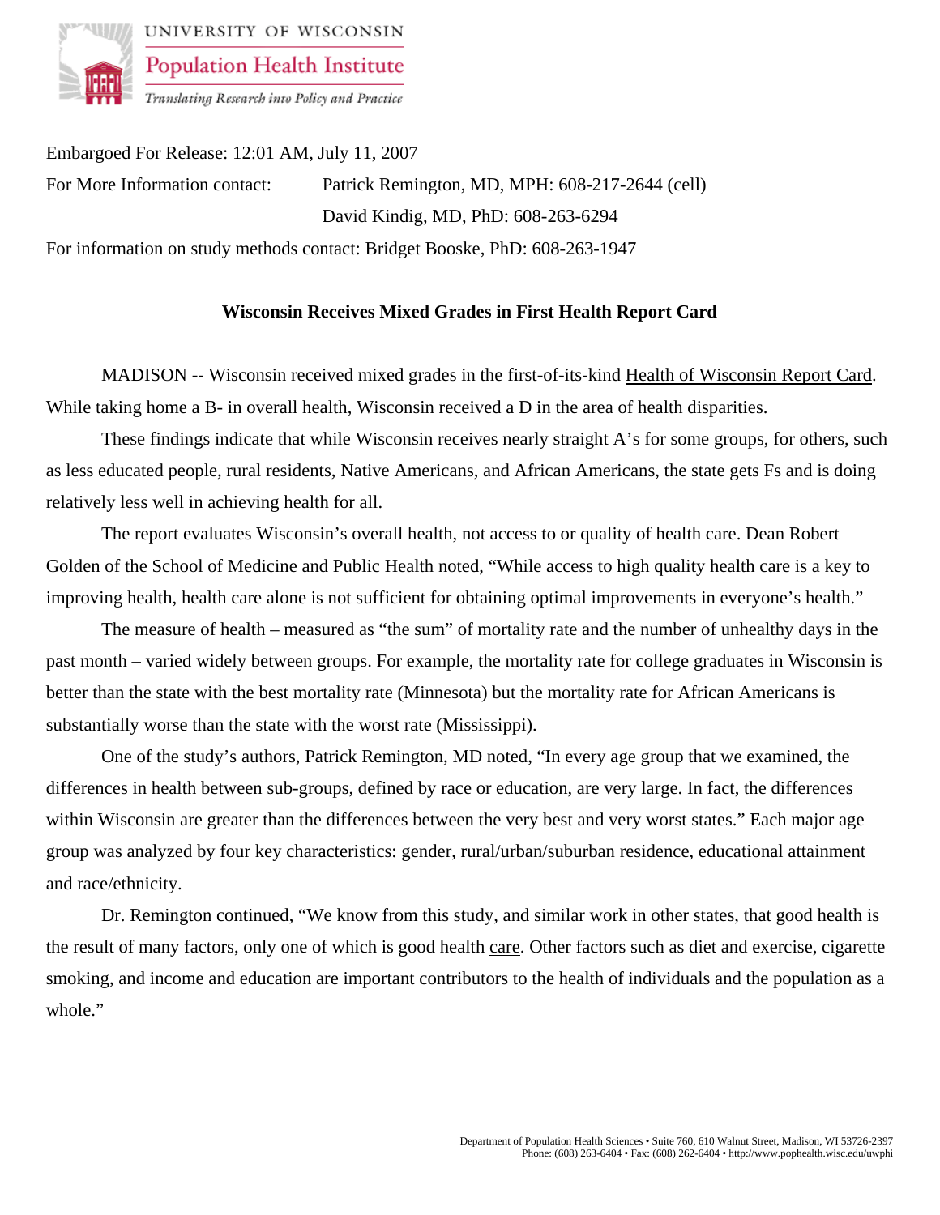UNIVERSITY OF WISCONSIN
Population Health Institute
*Translating Research into Policy and Practice*

Embargoed For Release: 12:01 AM, July 11, 2007

For More Information contact: Patrick Remington, MD, MPH: 608-217-2644 (cell)
David Kindig, MD, PhD: 608-263-6294

For information on study methods contact: Bridget Booske, PhD: 608-263-1947

**Wisconsin Receives Mixed Grades in First Health Report Card**

MADISON -- Wisconsin received mixed grades in the first-of-its-kind Health of Wisconsin Report Card. While taking home a B- in overall health, Wisconsin received a D in the area of health disparities.

These findings indicate that while Wisconsin receives nearly straight A's for some groups, for others, such as less educated people, rural residents, Native Americans, and African Americans, the state gets Fs and is doing relatively less well in achieving health for all.

The report evaluates Wisconsin's overall health, not access to or quality of health care. Dean Robert Golden of the School of Medicine and Public Health noted, "While access to high quality health care is a key to improving health, health care alone is not sufficient for obtaining optimal improvements in everyone's health."

The measure of health – measured as "the sum" of mortality rate and the number of unhealthy days in the past month – varied widely between groups. For example, the mortality rate for college graduates in Wisconsin is better than the state with the best mortality rate (Minnesota) but the mortality rate for African Americans is substantially worse than the state with the worst rate (Mississippi).

One of the study's authors, Patrick Remington, MD noted, "In every age group that we examined, the differences in health between sub-groups, defined by race or education, are very large. In fact, the differences within Wisconsin are greater than the differences between the very best and very worst states." Each major age group was analyzed by four key characteristics: gender, rural/urban/suburban residence, educational attainment and race/ethnicity.

Dr. Remington continued, "We know from this study, and similar work in other states, that good health is the result of many factors, only one of which is good health care. Other factors such as diet and exercise, cigarette smoking, and income and education are important contributors to the health of individuals and the population as a whole."

Department of Population Health Sciences • Suite 760, 610 Walnut Street, Madison, WI 53726-2397
Phone: (608) 263-6404 • Fax: (608) 262-6404 • http://www.pophealth.wisc.edu/uwphi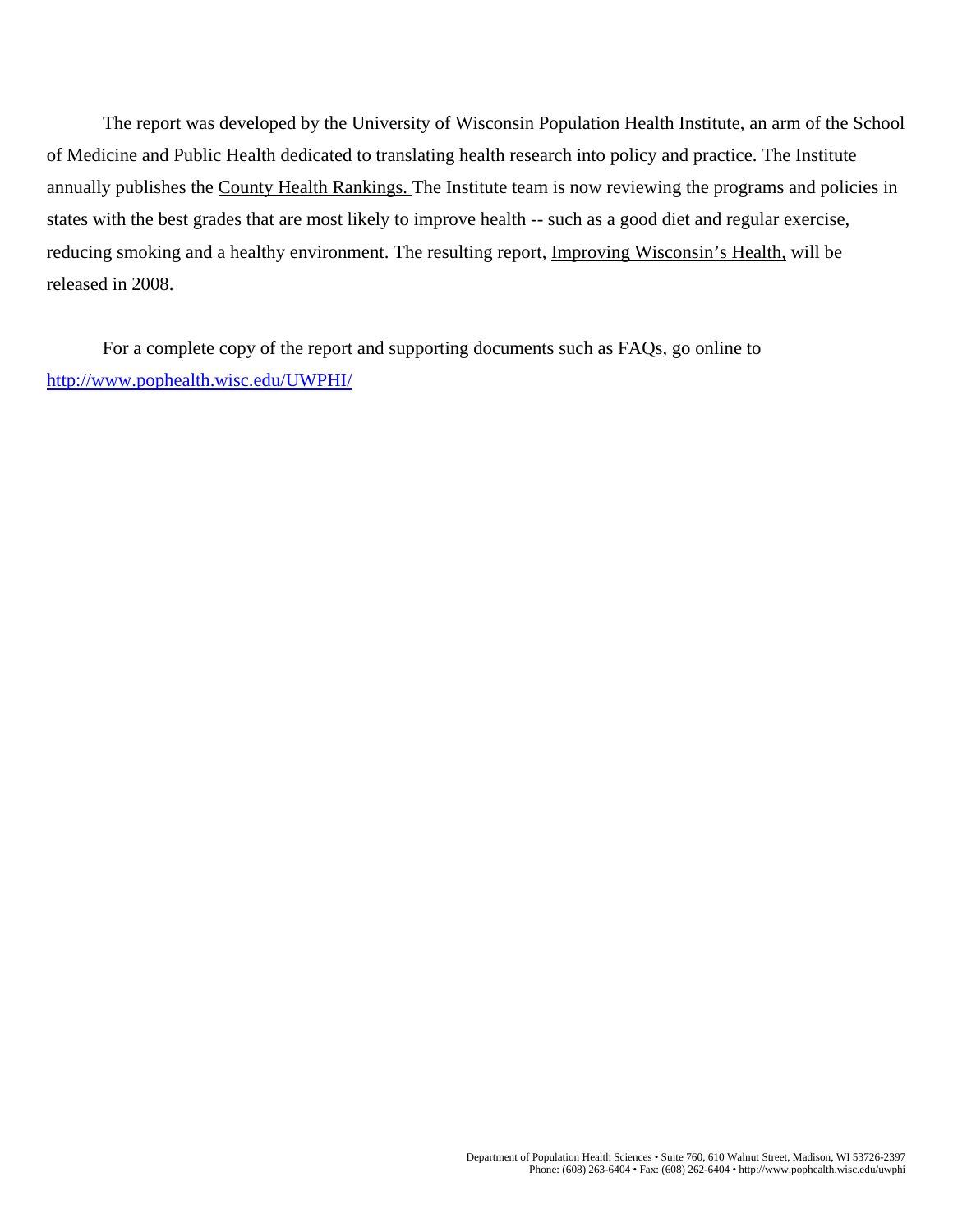The report was developed by the University of Wisconsin Population Health Institute, an arm of the School of Medicine and Public Health dedicated to translating health research into policy and practice. The Institute annually publishes the County Health Rankings. The Institute team is now reviewing the programs and policies in states with the best grades that are most likely to improve health -- such as a good diet and regular exercise, reducing smoking and a healthy environment. The resulting report, Improving Wisconsin's Health, will be released in 2008.

For a complete copy of the report and supporting documents such as FAQs, go online to http://www.pophealth.wisc.edu/UWPHI/

Department of Population Health Sciences • Suite 760, 610 Walnut Street, Madison, WI 53726-2397
Phone: (608) 263-6404 • Fax: (608) 262-6404 • http://www.pophealth.wisc.edu/uwphi